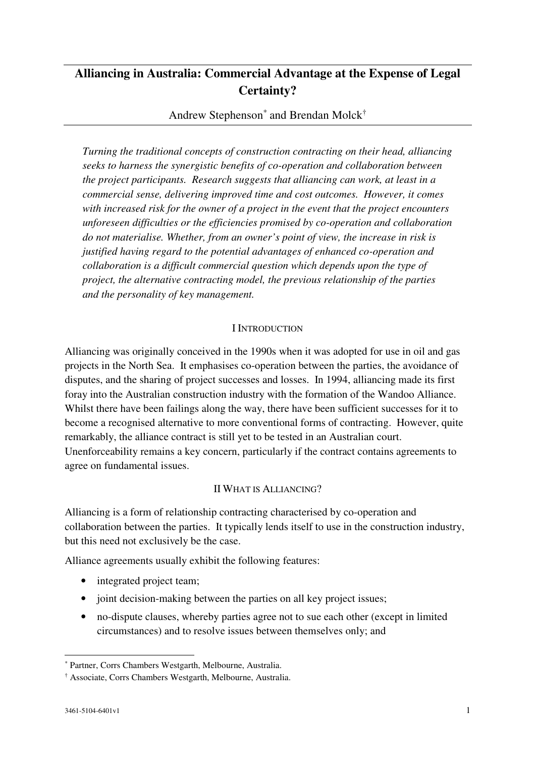# Alliancing in Australia: Commercial Advantage at the Expense of Legal Certainty?

Andrew Stephenson[*] and Brendan Molck[†]

*Turning the traditional concepts of construction contracting on their head, alliancing seeks to harness the synergistic benefits of co-operation and collaboration between the project participants. Research suggests that alliancing can work, at least in a commercial sense, delivering improved time and cost outcomes. However, it comes with increased risk for the owner of a project in the event that the project encounters unforeseen difficulties or the efficiencies promised by co-operation and collaboration do not materialise. Whether, from an owner's point of view, the increase in risk is justified having regard to the potential advantages of enhanced co-operation and collaboration is a difficult commercial question which depends upon the type of project, the alternative contracting model, the previous relationship of the parties and the personality of key management.*

## I Introduction

Alliancing was originally conceived in the 1990s when it was adopted for use in oil and gas projects in the North Sea. It emphasises co-operation between the parties, the avoidance of disputes, and the sharing of project successes and losses. In 1994, alliancing made its first foray into the Australian construction industry with the formation of the Wandoo Alliance. Whilst there have been failings along the way, there have been sufficient successes for it to become a recognised alternative to more conventional forms of contracting. However, quite remarkably, the alliance contract is still yet to be tested in an Australian court. Unenforceability remains a key concern, particularly if the contract contains agreements to agree on fundamental issues.

## II What is Alliancing?

Alliancing is a form of relationship contracting characterised by co-operation and collaboration between the parties. It typically lends itself to use in the construction industry, but this need not exclusively be the case.

Alliance agreements usually exhibit the following features:

- integrated project team;
- joint decision-making between the parties on all key project issues;
- no-dispute clauses, whereby parties agree not to sue each other (except in limited circumstances) and to resolve issues between themselves only; and

---

[*] Partner, Corrs Chambers Westgarth, Melbourne, Australia.

[†] Associate, Corrs Chambers Westgarth, Melbourne, Australia.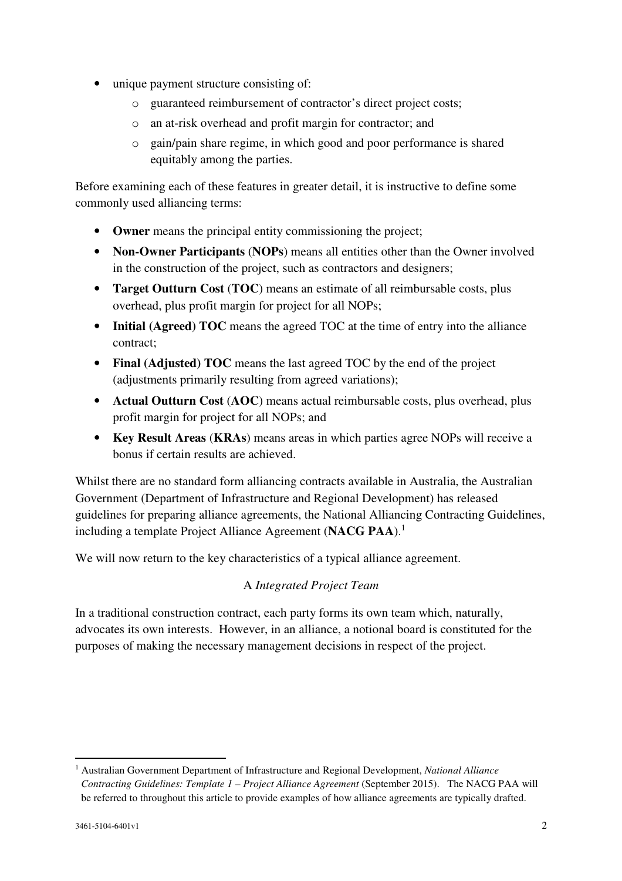- unique payment structure consisting of:
  - guaranteed reimbursement of contractor's direct project costs;
  - an at-risk overhead and profit margin for contractor; and
  - gain/pain share regime, in which good and poor performance is shared equitably among the parties.

Before examining each of these features in greater detail, it is instructive to define some commonly used alliancing terms:

- **Owner** means the principal entity commissioning the project;
- **Non-Owner Participants** (**NOPs**) means all entities other than the Owner involved in the construction of the project, such as contractors and designers;
- **Target Outturn Cost** (**TOC**) means an estimate of all reimbursable costs, plus overhead, plus profit margin for project for all NOPs;
- **Initial (Agreed) TOC** means the agreed TOC at the time of entry into the alliance contract;
- **Final (Adjusted) TOC** means the last agreed TOC by the end of the project (adjustments primarily resulting from agreed variations);
- **Actual Outturn Cost** (**AOC**) means actual reimbursable costs, plus overhead, plus profit margin for project for all NOPs; and
- **Key Result Areas** (**KRAs**) means areas in which parties agree NOPs will receive a bonus if certain results are achieved.

Whilst there are no standard form alliancing contracts available in Australia, the Australian Government (Department of Infrastructure and Regional Development) has released guidelines for preparing alliance agreements, the National Alliancing Contracting Guidelines, including a template Project Alliance Agreement (**NACG PAA**).[1]

We will now return to the key characteristics of a typical alliance agreement.

### A *Integrated Project Team*

In a traditional construction contract, each party forms its own team which, naturally, advocates its own interests. However, in an alliance, a notional board is constituted for the purposes of making the necessary management decisions in respect of the project.

---

[1] Australian Government Department of Infrastructure and Regional Development, *National Alliance Contracting Guidelines: Template 1 – Project Alliance Agreement* (September 2015). The NACG PAA will be referred to throughout this article to provide examples of how alliance agreements are typically drafted.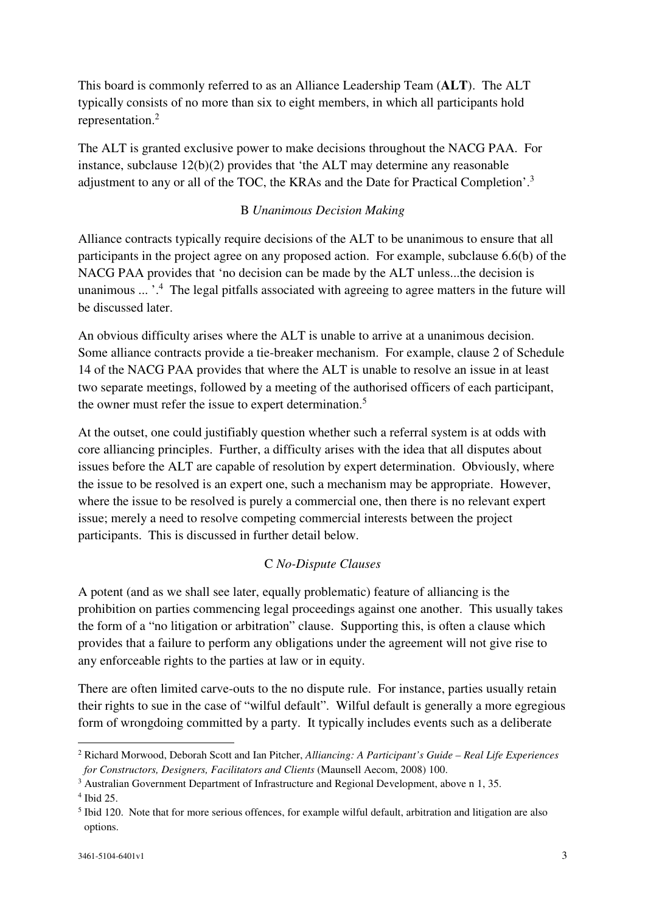This board is commonly referred to as an Alliance Leadership Team (**ALT**). The ALT typically consists of no more than six to eight members, in which all participants hold representation.[2]

The ALT is granted exclusive power to make decisions throughout the NACG PAA. For instance, subclause 12(b)(2) provides that 'the ALT may determine any reasonable adjustment to any or all of the TOC, the KRAs and the Date for Practical Completion'.[3]

### B *Unanimous Decision Making*

Alliance contracts typically require decisions of the ALT to be unanimous to ensure that all participants in the project agree on any proposed action. For example, subclause 6.6(b) of the NACG PAA provides that 'no decision can be made by the ALT unless...the decision is unanimous ... '.[4] The legal pitfalls associated with agreeing to agree matters in the future will be discussed later.

An obvious difficulty arises where the ALT is unable to arrive at a unanimous decision. Some alliance contracts provide a tie-breaker mechanism. For example, clause 2 of Schedule 14 of the NACG PAA provides that where the ALT is unable to resolve an issue in at least two separate meetings, followed by a meeting of the authorised officers of each participant, the owner must refer the issue to expert determination.[5]

At the outset, one could justifiably question whether such a referral system is at odds with core alliancing principles. Further, a difficulty arises with the idea that all disputes about issues before the ALT are capable of resolution by expert determination. Obviously, where the issue to be resolved is an expert one, such a mechanism may be appropriate. However, where the issue to be resolved is purely a commercial one, then there is no relevant expert issue; merely a need to resolve competing commercial interests between the project participants. This is discussed in further detail below.

### C *No-Dispute Clauses*

A potent (and as we shall see later, equally problematic) feature of alliancing is the prohibition on parties commencing legal proceedings against one another. This usually takes the form of a "no litigation or arbitration" clause. Supporting this, is often a clause which provides that a failure to perform any obligations under the agreement will not give rise to any enforceable rights to the parties at law or in equity.

There are often limited carve-outs to the no dispute rule. For instance, parties usually retain their rights to sue in the case of "wilful default". Wilful default is generally a more egregious form of wrongdoing committed by a party. It typically includes events such as a deliberate

---

[2] Richard Morwood, Deborah Scott and Ian Pitcher, *Alliancing: A Participant's Guide – Real Life Experiences for Constructors, Designers, Facilitators and Clients* (Maunsell Aecom, 2008) 100.

[3] Australian Government Department of Infrastructure and Regional Development, above n 1, 35.

[4] Ibid 25.

[5] Ibid 120. Note that for more serious offences, for example wilful default, arbitration and litigation are also options.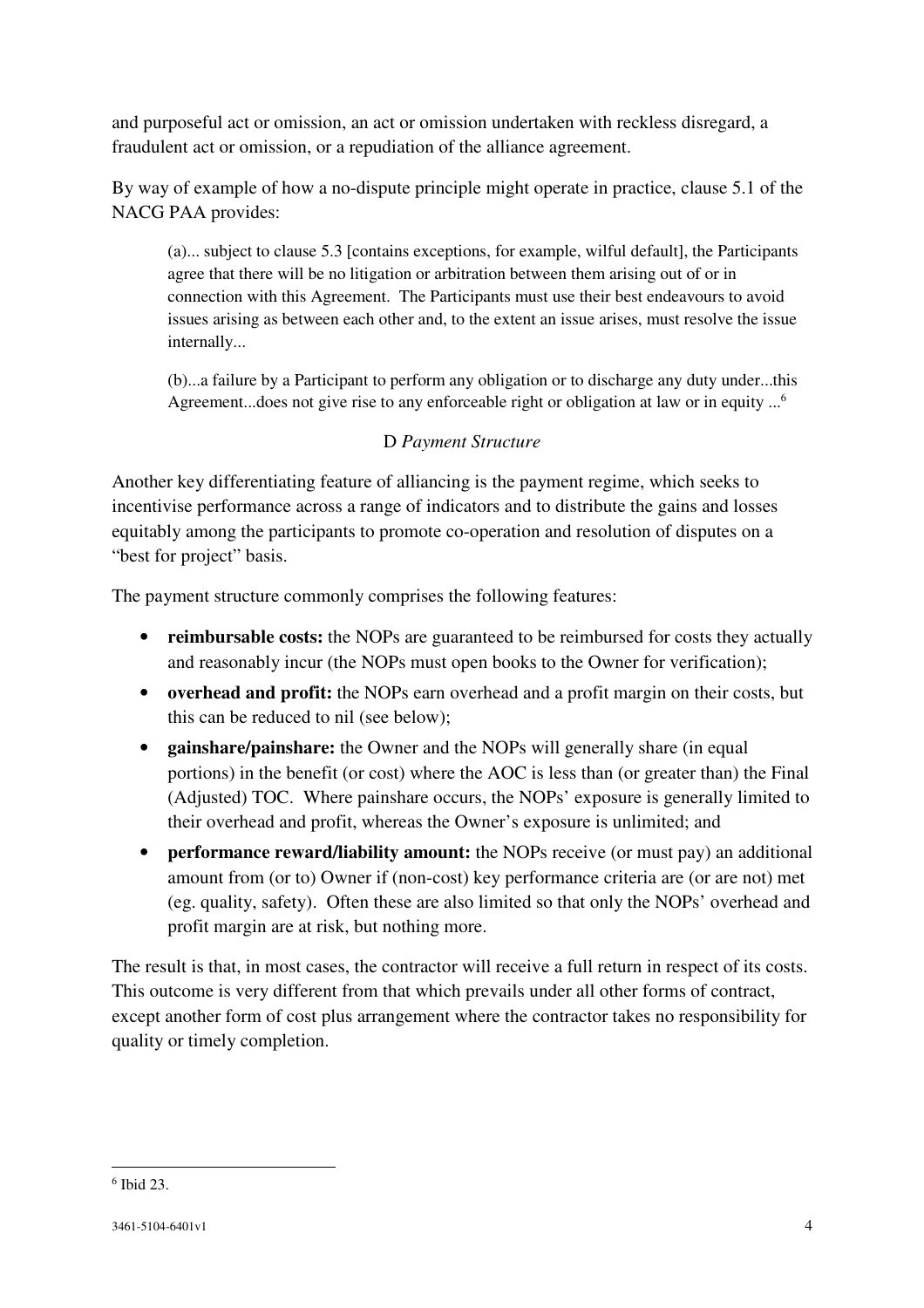and purposeful act or omission, an act or omission undertaken with reckless disregard, a fraudulent act or omission, or a repudiation of the alliance agreement.

By way of example of how a no-dispute principle might operate in practice, clause 5.1 of the NACG PAA provides:

> (a)... subject to clause 5.3 [contains exceptions, for example, wilful default], the Participants agree that there will be no litigation or arbitration between them arising out of or in connection with this Agreement. The Participants must use their best endeavours to avoid issues arising as between each other and, to the extent an issue arises, must resolve the issue internally...
>
> (b)...a failure by a Participant to perform any obligation or to discharge any duty under...this Agreement...does not give rise to any enforceable right or obligation at law or in equity ...[6]

### D *Payment Structure*

Another key differentiating feature of alliancing is the payment regime, which seeks to incentivise performance across a range of indicators and to distribute the gains and losses equitably among the participants to promote co-operation and resolution of disputes on a "best for project" basis.

The payment structure commonly comprises the following features:

- **reimbursable costs:** the NOPs are guaranteed to be reimbursed for costs they actually and reasonably incur (the NOPs must open books to the Owner for verification);
- **overhead and profit:** the NOPs earn overhead and a profit margin on their costs, but this can be reduced to nil (see below);
- **gainshare/painshare:** the Owner and the NOPs will generally share (in equal portions) in the benefit (or cost) where the AOC is less than (or greater than) the Final (Adjusted) TOC. Where painshare occurs, the NOPs' exposure is generally limited to their overhead and profit, whereas the Owner's exposure is unlimited; and
- **performance reward/liability amount:** the NOPs receive (or must pay) an additional amount from (or to) Owner if (non-cost) key performance criteria are (or are not) met (eg. quality, safety). Often these are also limited so that only the NOPs' overhead and profit margin are at risk, but nothing more.

The result is that, in most cases, the contractor will receive a full return in respect of its costs. This outcome is very different from that which prevails under all other forms of contract, except another form of cost plus arrangement where the contractor takes no responsibility for quality or timely completion.

---

[6] Ibid 23.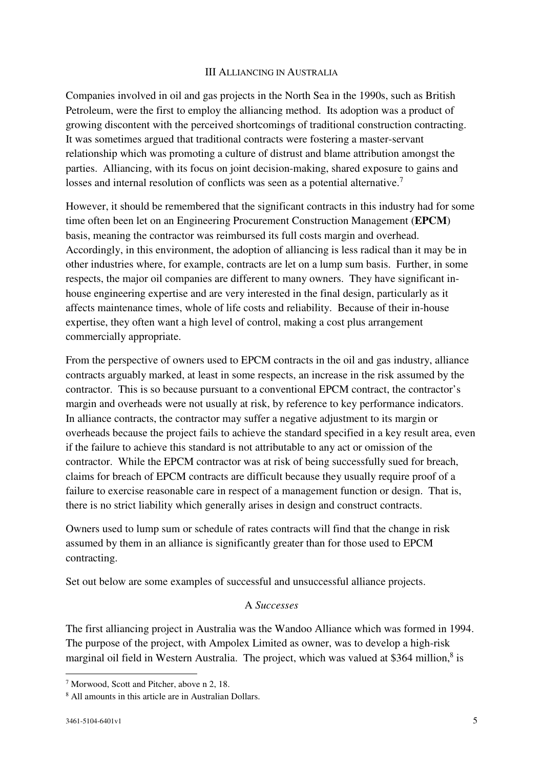## III Alliancing in Australia

Companies involved in oil and gas projects in the North Sea in the 1990s, such as British Petroleum, were the first to employ the alliancing method. Its adoption was a product of growing discontent with the perceived shortcomings of traditional construction contracting. It was sometimes argued that traditional contracts were fostering a master-servant relationship which was promoting a culture of distrust and blame attribution amongst the parties. Alliancing, with its focus on joint decision-making, shared exposure to gains and losses and internal resolution of conflicts was seen as a potential alternative.[7]

However, it should be remembered that the significant contracts in this industry had for some time often been let on an Engineering Procurement Construction Management (**EPCM**) basis, meaning the contractor was reimbursed its full costs margin and overhead. Accordingly, in this environment, the adoption of alliancing is less radical than it may be in other industries where, for example, contracts are let on a lump sum basis. Further, in some respects, the major oil companies are different to many owners. They have significant in-house engineering expertise and are very interested in the final design, particularly as it affects maintenance times, whole of life costs and reliability. Because of their in-house expertise, they often want a high level of control, making a cost plus arrangement commercially appropriate.

From the perspective of owners used to EPCM contracts in the oil and gas industry, alliance contracts arguably marked, at least in some respects, an increase in the risk assumed by the contractor. This is so because pursuant to a conventional EPCM contract, the contractor's margin and overheads were not usually at risk, by reference to key performance indicators. In alliance contracts, the contractor may suffer a negative adjustment to its margin or overheads because the project fails to achieve the standard specified in a key result area, even if the failure to achieve this standard is not attributable to any act or omission of the contractor. While the EPCM contractor was at risk of being successfully sued for breach, claims for breach of EPCM contracts are difficult because they usually require proof of a failure to exercise reasonable care in respect of a management function or design. That is, there is no strict liability which generally arises in design and construct contracts.

Owners used to lump sum or schedule of rates contracts will find that the change in risk assumed by them in an alliance is significantly greater than for those used to EPCM contracting.

Set out below are some examples of successful and unsuccessful alliance projects.

### A *Successes*

The first alliancing project in Australia was the Wandoo Alliance which was formed in 1994. The purpose of the project, with Ampolex Limited as owner, was to develop a high-risk marginal oil field in Western Australia. The project, which was valued at \$364 million,[8] is

---

[7] Morwood, Scott and Pitcher, above n 2, 18.

[8] All amounts in this article are in Australian Dollars.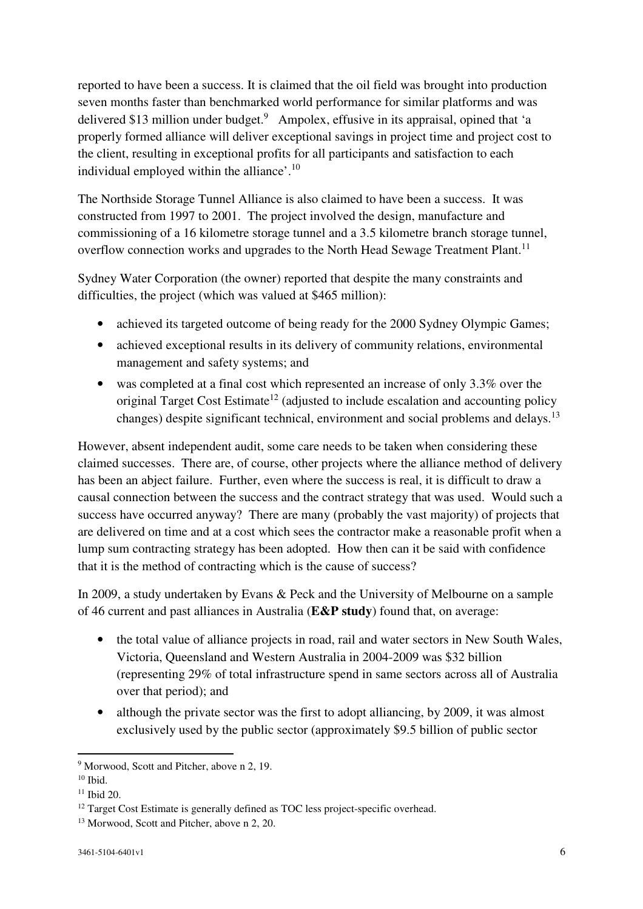reported to have been a success. It is claimed that the oil field was brought into production seven months faster than benchmarked world performance for similar platforms and was delivered $13 million under budget.[9] Ampolex, effusive in its appraisal, opined that 'a properly formed alliance will deliver exceptional savings in project time and project cost to the client, resulting in exceptional profits for all participants and satisfaction to each individual employed within the alliance'.[10]

The Northside Storage Tunnel Alliance is also claimed to have been a success. It was constructed from 1997 to 2001. The project involved the design, manufacture and commissioning of a 16 kilometre storage tunnel and a 3.5 kilometre branch storage tunnel, overflow connection works and upgrades to the North Head Sewage Treatment Plant.[11]

Sydney Water Corporation (the owner) reported that despite the many constraints and difficulties, the project (which was valued at $465 million):

- achieved its targeted outcome of being ready for the 2000 Sydney Olympic Games;
- achieved exceptional results in its delivery of community relations, environmental management and safety systems; and
- was completed at a final cost which represented an increase of only 3.3% over the original Target Cost Estimate[12] (adjusted to include escalation and accounting policy changes) despite significant technical, environment and social problems and delays.[13]

However, absent independent audit, some care needs to be taken when considering these claimed successes. There are, of course, other projects where the alliance method of delivery has been an abject failure. Further, even where the success is real, it is difficult to draw a causal connection between the success and the contract strategy that was used. Would such a success have occurred anyway? There are many (probably the vast majority) of projects that are delivered on time and at a cost which sees the contractor make a reasonable profit when a lump sum contracting strategy has been adopted. How then can it be said with confidence that it is the method of contracting which is the cause of success?

In 2009, a study undertaken by Evans & Peck and the University of Melbourne on a sample of 46 current and past alliances in Australia (**E&P study**) found that, on average:

- the total value of alliance projects in road, rail and water sectors in New South Wales, Victoria, Queensland and Western Australia in 2004-2009 was $32 billion (representing 29% of total infrastructure spend in same sectors across all of Australia over that period); and
- although the private sector was the first to adopt alliancing, by 2009, it was almost exclusively used by the public sector (approximately $9.5 billion of public sector

---

[9] Morwood, Scott and Pitcher, above n 2, 19.

[10] Ibid.

[11] Ibid 20.

[12] Target Cost Estimate is generally defined as TOC less project-specific overhead.

[13] Morwood, Scott and Pitcher, above n 2, 20.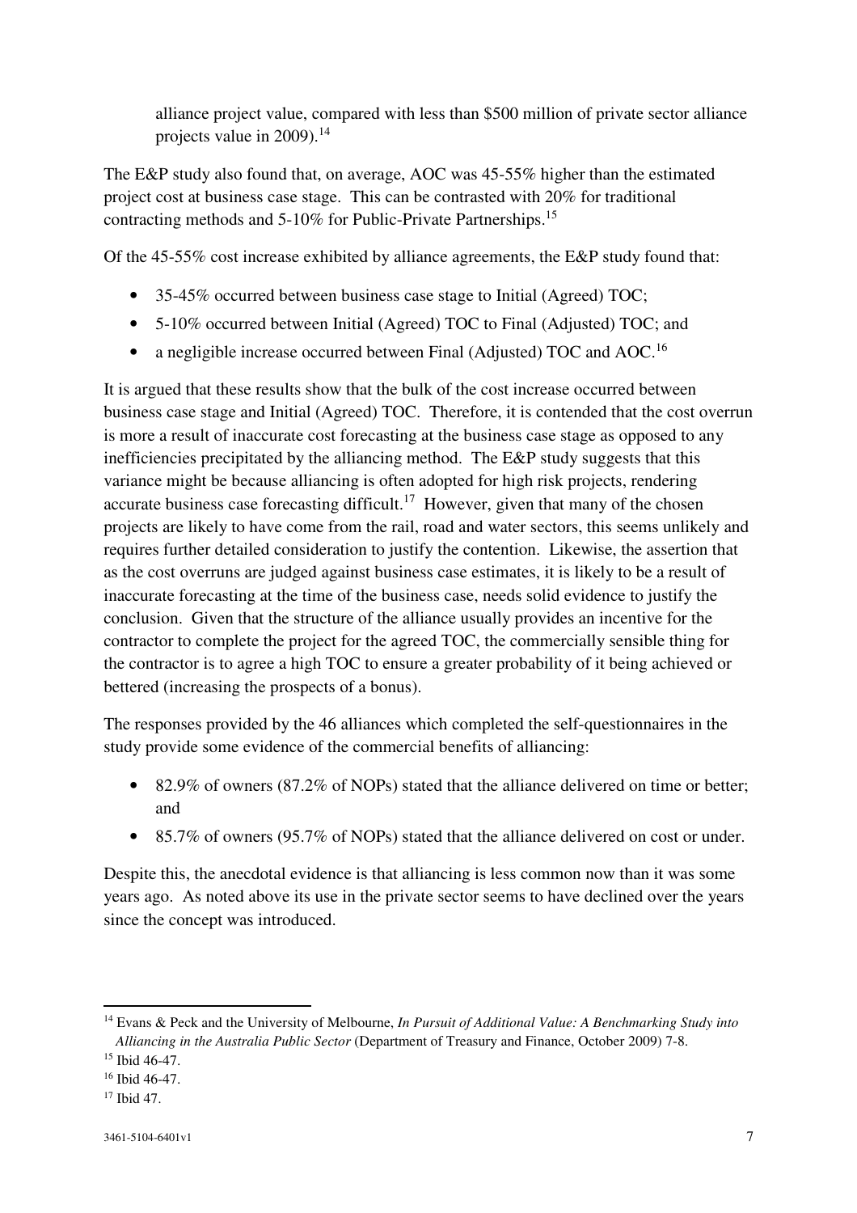alliance project value, compared with less than $500 million of private sector alliance projects value in 2009).[14]

The E&P study also found that, on average, AOC was 45-55% higher than the estimated project cost at business case stage. This can be contrasted with 20% for traditional contracting methods and 5-10% for Public-Private Partnerships.[15]

Of the 45-55% cost increase exhibited by alliance agreements, the E&P study found that:

- 35-45% occurred between business case stage to Initial (Agreed) TOC;
- 5-10% occurred between Initial (Agreed) TOC to Final (Adjusted) TOC; and
- a negligible increase occurred between Final (Adjusted) TOC and AOC.[16]

It is argued that these results show that the bulk of the cost increase occurred between business case stage and Initial (Agreed) TOC. Therefore, it is contended that the cost overrun is more a result of inaccurate cost forecasting at the business case stage as opposed to any inefficiencies precipitated by the alliancing method. The E&P study suggests that this variance might be because alliancing is often adopted for high risk projects, rendering accurate business case forecasting difficult.[17] However, given that many of the chosen projects are likely to have come from the rail, road and water sectors, this seems unlikely and requires further detailed consideration to justify the contention. Likewise, the assertion that as the cost overruns are judged against business case estimates, it is likely to be a result of inaccurate forecasting at the time of the business case, needs solid evidence to justify the conclusion. Given that the structure of the alliance usually provides an incentive for the contractor to complete the project for the agreed TOC, the commercially sensible thing for the contractor is to agree a high TOC to ensure a greater probability of it being achieved or bettered (increasing the prospects of a bonus).

The responses provided by the 46 alliances which completed the self-questionnaires in the study provide some evidence of the commercial benefits of alliancing:

- 82.9% of owners (87.2% of NOPs) stated that the alliance delivered on time or better; and
- 85.7% of owners (95.7% of NOPs) stated that the alliance delivered on cost or under.

Despite this, the anecdotal evidence is that alliancing is less common now than it was some years ago. As noted above its use in the private sector seems to have declined over the years since the concept was introduced.

---

[14] Evans & Peck and the University of Melbourne, *In Pursuit of Additional Value: A Benchmarking Study into Alliancing in the Australia Public Sector* (Department of Treasury and Finance, October 2009) 7-8.

[15] Ibid 46-47.

[16] Ibid 46-47.

[17] Ibid 47.

3461-5104-6401v1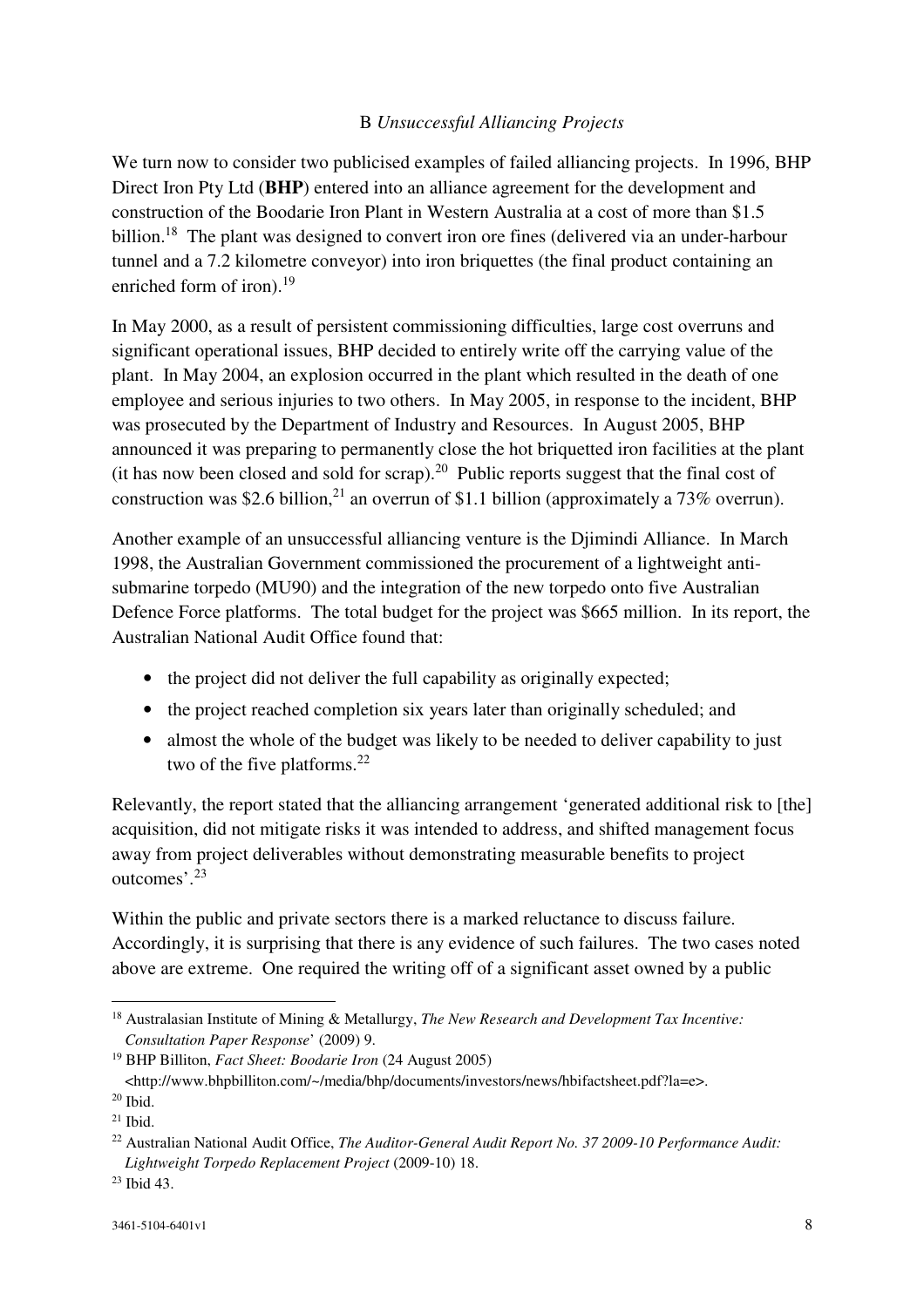### B *Unsuccessful Alliancing Projects*

We turn now to consider two publicised examples of failed alliancing projects. In 1996, BHP Direct Iron Pty Ltd (**BHP**) entered into an alliance agreement for the development and construction of the Boodarie Iron Plant in Western Australia at a cost of more than $1.5 billion.[18] The plant was designed to convert iron ore fines (delivered via an under-harbour tunnel and a 7.2 kilometre conveyor) into iron briquettes (the final product containing an enriched form of iron).[19]

In May 2000, as a result of persistent commissioning difficulties, large cost overruns and significant operational issues, BHP decided to entirely write off the carrying value of the plant. In May 2004, an explosion occurred in the plant which resulted in the death of one employee and serious injuries to two others. In May 2005, in response to the incident, BHP was prosecuted by the Department of Industry and Resources. In August 2005, BHP announced it was preparing to permanently close the hot briquetted iron facilities at the plant (it has now been closed and sold for scrap).[20] Public reports suggest that the final cost of construction was $2.6 billion,[21] an overrun of $1.1 billion (approximately a 73% overrun).

Another example of an unsuccessful alliancing venture is the Djimindi Alliance. In March 1998, the Australian Government commissioned the procurement of a lightweight anti-submarine torpedo (MU90) and the integration of the new torpedo onto five Australian Defence Force platforms. The total budget for the project was $665 million. In its report, the Australian National Audit Office found that:

- the project did not deliver the full capability as originally expected;
- the project reached completion six years later than originally scheduled; and
- almost the whole of the budget was likely to be needed to deliver capability to just two of the five platforms.[22]

Relevantly, the report stated that the alliancing arrangement 'generated additional risk to [the] acquisition, did not mitigate risks it was intended to address, and shifted management focus away from project deliverables without demonstrating measurable benefits to project outcomes'.[23]

Within the public and private sectors there is a marked reluctance to discuss failure. Accordingly, it is surprising that there is any evidence of such failures. The two cases noted above are extreme. One required the writing off of a significant asset owned by a public

---

[18] Australasian Institute of Mining & Metallurgy, *The New Research and Development Tax Incentive: Consultation Paper Response*' (2009) 9.

[19] BHP Billiton, *Fact Sheet: Boodarie Iron* (24 August 2005) <http://www.bhpbilliton.com/~/media/bhp/documents/investors/news/hbifactsheet.pdf?la=e>.

[20] Ibid.

[21] Ibid.

[22] Australian National Audit Office, *The Auditor-General Audit Report No. 37 2009-10 Performance Audit: Lightweight Torpedo Replacement Project* (2009-10) 18.

[23] Ibid 43.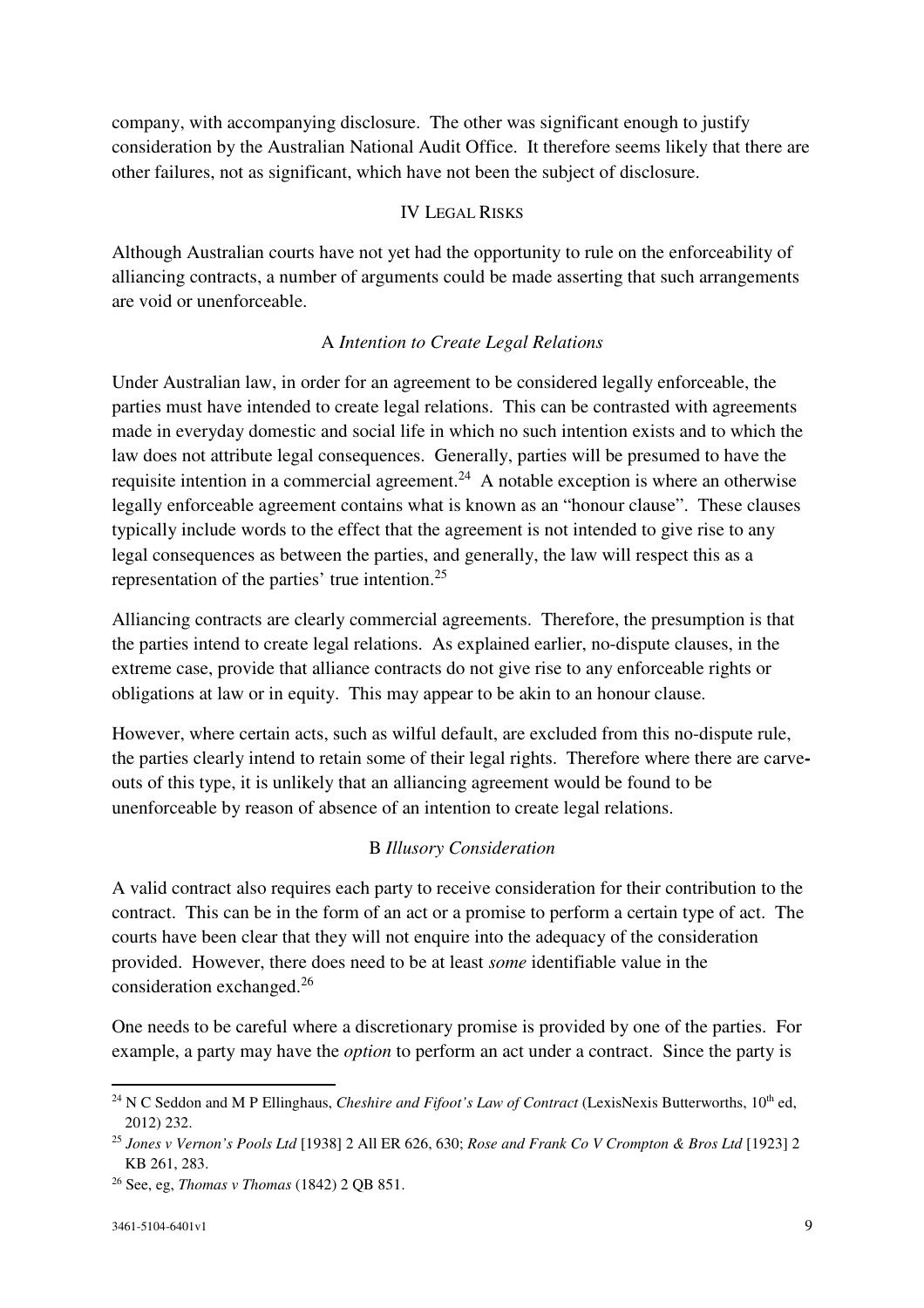company, with accompanying disclosure. The other was significant enough to justify consideration by the Australian National Audit Office. It therefore seems likely that there are other failures, not as significant, which have not been the subject of disclosure.

## IV Legal Risks

Although Australian courts have not yet had the opportunity to rule on the enforceability of alliancing contracts, a number of arguments could be made asserting that such arrangements are void or unenforceable.

### A *Intention to Create Legal Relations*

Under Australian law, in order for an agreement to be considered legally enforceable, the parties must have intended to create legal relations. This can be contrasted with agreements made in everyday domestic and social life in which no such intention exists and to which the law does not attribute legal consequences. Generally, parties will be presumed to have the requisite intention in a commercial agreement.[24] A notable exception is where an otherwise legally enforceable agreement contains what is known as an "honour clause". These clauses typically include words to the effect that the agreement is not intended to give rise to any legal consequences as between the parties, and generally, the law will respect this as a representation of the parties' true intention.[25]

Alliancing contracts are clearly commercial agreements. Therefore, the presumption is that the parties intend to create legal relations. As explained earlier, no-dispute clauses, in the extreme case, provide that alliance contracts do not give rise to any enforceable rights or obligations at law or in equity. This may appear to be akin to an honour clause.

However, where certain acts, such as wilful default, are excluded from this no-dispute rule, the parties clearly intend to retain some of their legal rights. Therefore where there are carve-outs of this type, it is unlikely that an alliancing agreement would be found to be unenforceable by reason of absence of an intention to create legal relations.

### B *Illusory Consideration*

A valid contract also requires each party to receive consideration for their contribution to the contract. This can be in the form of an act or a promise to perform a certain type of act. The courts have been clear that they will not enquire into the adequacy of the consideration provided. However, there does need to be at least *some* identifiable value in the consideration exchanged.[26]

One needs to be careful where a discretionary promise is provided by one of the parties. For example, a party may have the *option* to perform an act under a contract. Since the party is

---

[24] N C Seddon and M P Ellinghaus, *Cheshire and Fifoot's Law of Contract* (LexisNexis Butterworths, 10th ed, 2012) 232.

[25] *Jones v Vernon's Pools Ltd* [1938] 2 All ER 626, 630; *Rose and Frank Co V Crompton & Bros Ltd* [1923] 2 KB 261, 283.

[26] See, eg, *Thomas v Thomas* (1842) 2 QB 851.

3461-5104-6401v1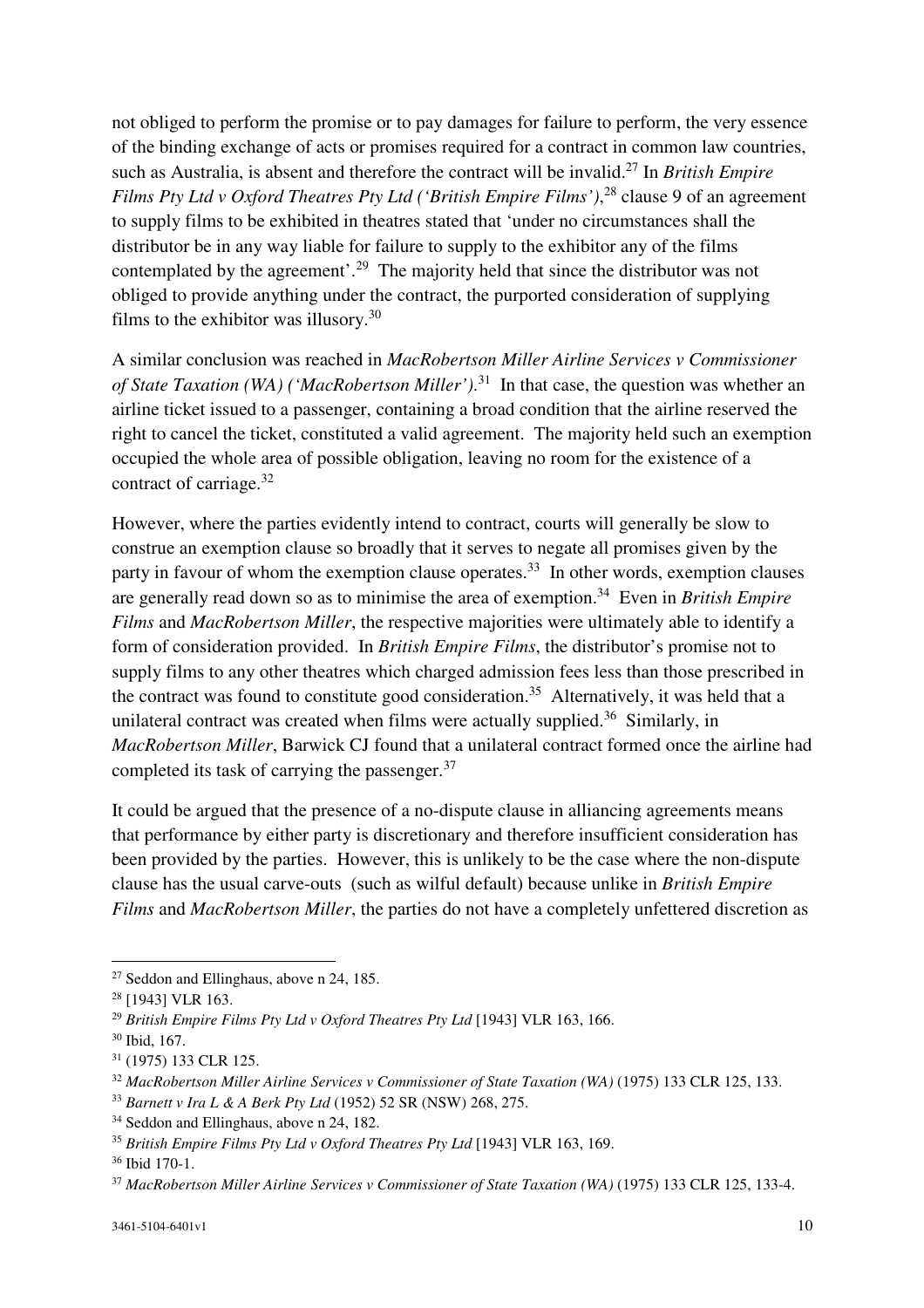not obliged to perform the promise or to pay damages for failure to perform, the very essence of the binding exchange of acts or promises required for a contract in common law countries, such as Australia, is absent and therefore the contract will be invalid.[27] In *British Empire Films Pty Ltd v Oxford Theatres Pty Ltd ('British Empire Films')*,[28] clause 9 of an agreement to supply films to be exhibited in theatres stated that 'under no circumstances shall the distributor be in any way liable for failure to supply to the exhibitor any of the films contemplated by the agreement'.[29] The majority held that since the distributor was not obliged to provide anything under the contract, the purported consideration of supplying films to the exhibitor was illusory.[30]

A similar conclusion was reached in *MacRobertson Miller Airline Services v Commissioner of State Taxation (WA) ('MacRobertson Miller')*.[31] In that case, the question was whether an airline ticket issued to a passenger, containing a broad condition that the airline reserved the right to cancel the ticket, constituted a valid agreement. The majority held such an exemption occupied the whole area of possible obligation, leaving no room for the existence of a contract of carriage.[32]

However, where the parties evidently intend to contract, courts will generally be slow to construe an exemption clause so broadly that it serves to negate all promises given by the party in favour of whom the exemption clause operates.[33] In other words, exemption clauses are generally read down so as to minimise the area of exemption.[34] Even in *British Empire Films* and *MacRobertson Miller*, the respective majorities were ultimately able to identify a form of consideration provided. In *British Empire Films*, the distributor's promise not to supply films to any other theatres which charged admission fees less than those prescribed in the contract was found to constitute good consideration.[35] Alternatively, it was held that a unilateral contract was created when films were actually supplied.[36] Similarly, in *MacRobertson Miller*, Barwick CJ found that a unilateral contract formed once the airline had completed its task of carrying the passenger.[37]

It could be argued that the presence of a no-dispute clause in alliancing agreements means that performance by either party is discretionary and therefore insufficient consideration has been provided by the parties. However, this is unlikely to be the case where the non-dispute clause has the usual carve-outs (such as wilful default) because unlike in *British Empire Films* and *MacRobertson Miller*, the parties do not have a completely unfettered discretion as

---

[27] Seddon and Ellinghaus, above n 24, 185.

[28] [1943] VLR 163.

[29] *British Empire Films Pty Ltd v Oxford Theatres Pty Ltd* [1943] VLR 163, 166.

[30] Ibid, 167.

[31] (1975) 133 CLR 125.

[32] *MacRobertson Miller Airline Services v Commissioner of State Taxation (WA)* (1975) 133 CLR 125, 133.

[33] *Barnett v Ira L & A Berk Pty Ltd* (1952) 52 SR (NSW) 268, 275.

[34] Seddon and Ellinghaus, above n 24, 182.

[35] *British Empire Films Pty Ltd v Oxford Theatres Pty Ltd* [1943] VLR 163, 169.

[36] Ibid 170-1.

[37] *MacRobertson Miller Airline Services v Commissioner of State Taxation (WA)* (1975) 133 CLR 125, 133-4.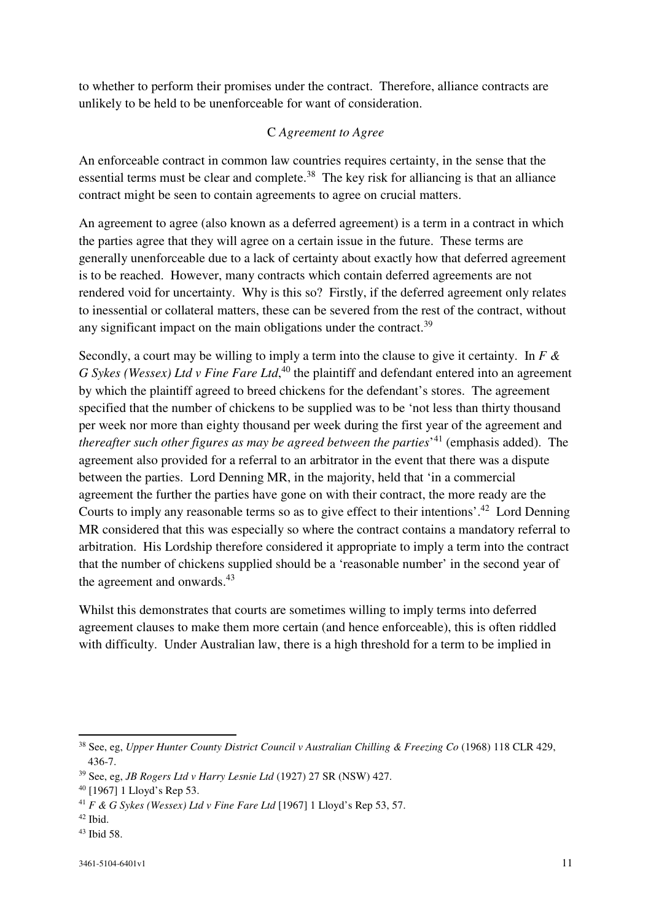to whether to perform their promises under the contract. Therefore, alliance contracts are unlikely to be held to be unenforceable for want of consideration.

### C *Agreement to Agree*

An enforceable contract in common law countries requires certainty, in the sense that the essential terms must be clear and complete.[38] The key risk for alliancing is that an alliance contract might be seen to contain agreements to agree on crucial matters.

An agreement to agree (also known as a deferred agreement) is a term in a contract in which the parties agree that they will agree on a certain issue in the future. These terms are generally unenforceable due to a lack of certainty about exactly how that deferred agreement is to be reached. However, many contracts which contain deferred agreements are not rendered void for uncertainty. Why is this so? Firstly, if the deferred agreement only relates to inessential or collateral matters, these can be severed from the rest of the contract, without any significant impact on the main obligations under the contract.[39]

Secondly, a court may be willing to imply a term into the clause to give it certainty. In *F & G Sykes (Wessex) Ltd v Fine Fare Ltd*,[40] the plaintiff and defendant entered into an agreement by which the plaintiff agreed to breed chickens for the defendant's stores. The agreement specified that the number of chickens to be supplied was to be 'not less than thirty thousand per week nor more than eighty thousand per week during the first year of the agreement and *thereafter such other figures as may be agreed between the parties*'[41] (emphasis added). The agreement also provided for a referral to an arbitrator in the event that there was a dispute between the parties. Lord Denning MR, in the majority, held that 'in a commercial agreement the further the parties have gone on with their contract, the more ready are the Courts to imply any reasonable terms so as to give effect to their intentions'.[42] Lord Denning MR considered that this was especially so where the contract contains a mandatory referral to arbitration. His Lordship therefore considered it appropriate to imply a term into the contract that the number of chickens supplied should be a 'reasonable number' in the second year of the agreement and onwards.[43]

Whilst this demonstrates that courts are sometimes willing to imply terms into deferred agreement clauses to make them more certain (and hence enforceable), this is often riddled with difficulty. Under Australian law, there is a high threshold for a term to be implied in

---

[38] See, eg, *Upper Hunter County District Council v Australian Chilling & Freezing Co* (1968) 118 CLR 429, 436-7.

[39] See, eg, *JB Rogers Ltd v Harry Lesnie Ltd* (1927) 27 SR (NSW) 427.

[40] [1967] 1 Lloyd's Rep 53.

[41] *F & G Sykes (Wessex) Ltd v Fine Fare Ltd* [1967] 1 Lloyd's Rep 53, 57.

[42] Ibid.

[43] Ibid 58.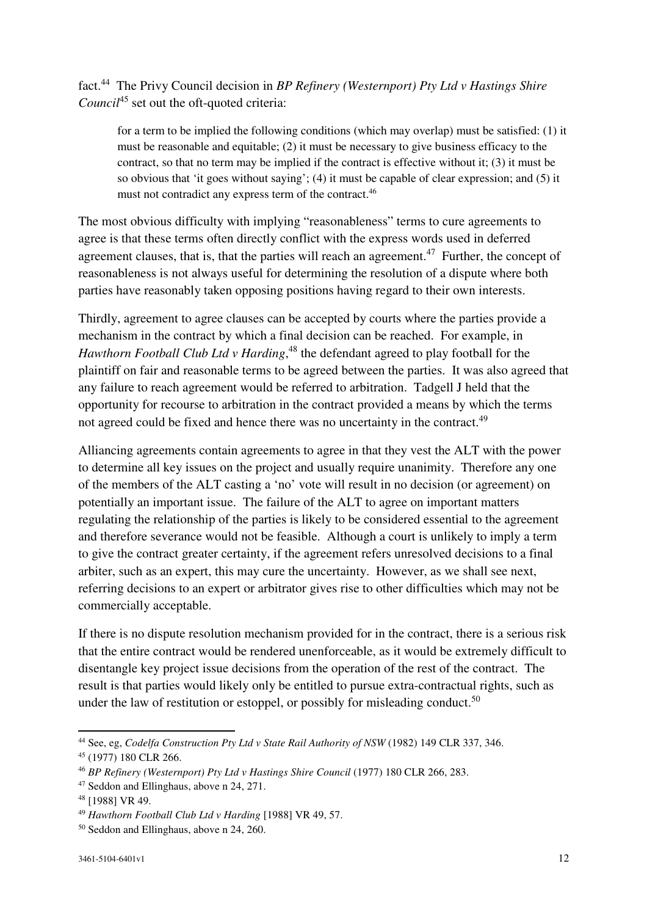fact.[44] The Privy Council decision in *BP Refinery (Westernport) Pty Ltd v Hastings Shire Council*[45] set out the oft-quoted criteria:

> for a term to be implied the following conditions (which may overlap) must be satisfied: (1) it must be reasonable and equitable; (2) it must be necessary to give business efficacy to the contract, so that no term may be implied if the contract is effective without it; (3) it must be so obvious that 'it goes without saying'; (4) it must be capable of clear expression; and (5) it must not contradict any express term of the contract.[46]

The most obvious difficulty with implying "reasonableness" terms to cure agreements to agree is that these terms often directly conflict with the express words used in deferred agreement clauses, that is, that the parties will reach an agreement.[47] Further, the concept of reasonableness is not always useful for determining the resolution of a dispute where both parties have reasonably taken opposing positions having regard to their own interests.

Thirdly, agreement to agree clauses can be accepted by courts where the parties provide a mechanism in the contract by which a final decision can be reached. For example, in *Hawthorn Football Club Ltd v Harding*,[48] the defendant agreed to play football for the plaintiff on fair and reasonable terms to be agreed between the parties. It was also agreed that any failure to reach agreement would be referred to arbitration. Tadgell J held that the opportunity for recourse to arbitration in the contract provided a means by which the terms not agreed could be fixed and hence there was no uncertainty in the contract.[49]

Alliancing agreements contain agreements to agree in that they vest the ALT with the power to determine all key issues on the project and usually require unanimity. Therefore any one of the members of the ALT casting a 'no' vote will result in no decision (or agreement) on potentially an important issue. The failure of the ALT to agree on important matters regulating the relationship of the parties is likely to be considered essential to the agreement and therefore severance would not be feasible. Although a court is unlikely to imply a term to give the contract greater certainty, if the agreement refers unresolved decisions to a final arbiter, such as an expert, this may cure the uncertainty. However, as we shall see next, referring decisions to an expert or arbitrator gives rise to other difficulties which may not be commercially acceptable.

If there is no dispute resolution mechanism provided for in the contract, there is a serious risk that the entire contract would be rendered unenforceable, as it would be extremely difficult to disentangle key project issue decisions from the operation of the rest of the contract. The result is that parties would likely only be entitled to pursue extra-contractual rights, such as under the law of restitution or estoppel, or possibly for misleading conduct.[50]

---

[44] See, eg, *Codelfa Construction Pty Ltd v State Rail Authority of NSW* (1982) 149 CLR 337, 346.

[45] (1977) 180 CLR 266.

[46] *BP Refinery (Westernport) Pty Ltd v Hastings Shire Council* (1977) 180 CLR 266, 283.

[47] Seddon and Ellinghaus, above n 24, 271.

[48] [1988] VR 49.

[49] *Hawthorn Football Club Ltd v Harding* [1988] VR 49, 57.

[50] Seddon and Ellinghaus, above n 24, 260.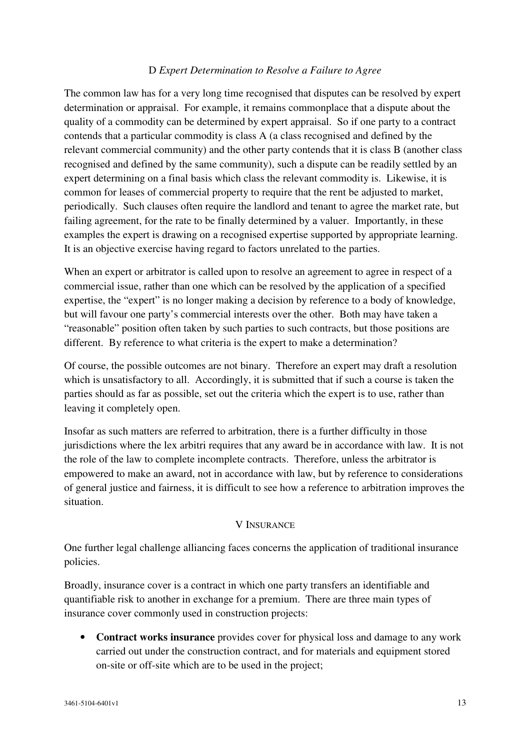### D *Expert Determination to Resolve a Failure to Agree*

The common law has for a very long time recognised that disputes can be resolved by expert determination or appraisal. For example, it remains commonplace that a dispute about the quality of a commodity can be determined by expert appraisal. So if one party to a contract contends that a particular commodity is class A (a class recognised and defined by the relevant commercial community) and the other party contends that it is class B (another class recognised and defined by the same community), such a dispute can be readily settled by an expert determining on a final basis which class the relevant commodity is. Likewise, it is common for leases of commercial property to require that the rent be adjusted to market, periodically. Such clauses often require the landlord and tenant to agree the market rate, but failing agreement, for the rate to be finally determined by a valuer. Importantly, in these examples the expert is drawing on a recognised expertise supported by appropriate learning. It is an objective exercise having regard to factors unrelated to the parties.

When an expert or arbitrator is called upon to resolve an agreement to agree in respect of a commercial issue, rather than one which can be resolved by the application of a specified expertise, the "expert" is no longer making a decision by reference to a body of knowledge, but will favour one party's commercial interests over the other. Both may have taken a "reasonable" position often taken by such parties to such contracts, but those positions are different. By reference to what criteria is the expert to make a determination?

Of course, the possible outcomes are not binary. Therefore an expert may draft a resolution which is unsatisfactory to all. Accordingly, it is submitted that if such a course is taken the parties should as far as possible, set out the criteria which the expert is to use, rather than leaving it completely open.

Insofar as such matters are referred to arbitration, there is a further difficulty in those jurisdictions where the lex arbitri requires that any award be in accordance with law. It is not the role of the law to complete incomplete contracts. Therefore, unless the arbitrator is empowered to make an award, not in accordance with law, but by reference to considerations of general justice and fairness, it is difficult to see how a reference to arbitration improves the situation.

## V INSURANCE

One further legal challenge alliancing faces concerns the application of traditional insurance policies.

Broadly, insurance cover is a contract in which one party transfers an identifiable and quantifiable risk to another in exchange for a premium. There are three main types of insurance cover commonly used in construction projects:

- **Contract works insurance** provides cover for physical loss and damage to any work carried out under the construction contract, and for materials and equipment stored on-site or off-site which are to be used in the project;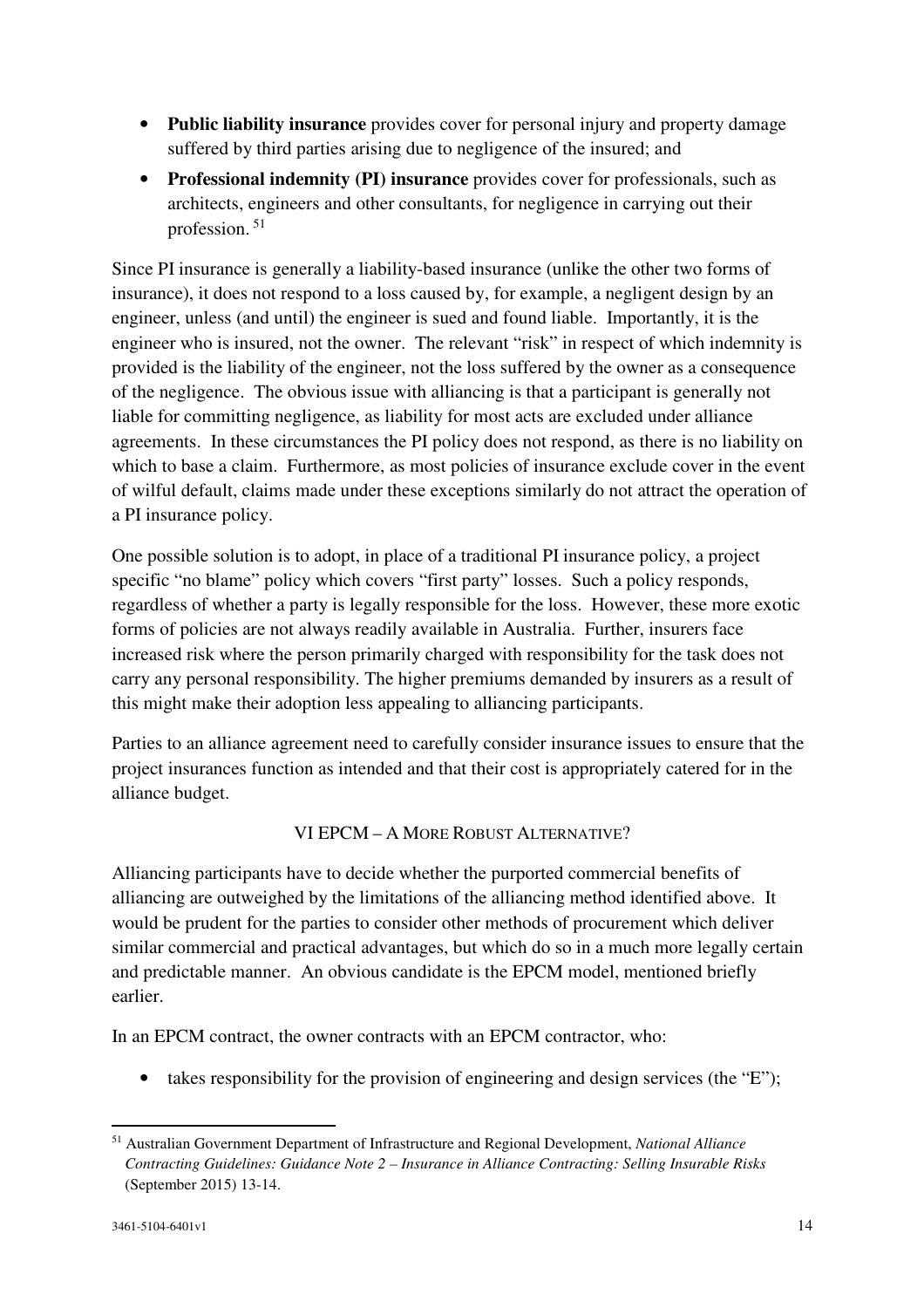- **Public liability insurance** provides cover for personal injury and property damage suffered by third parties arising due to negligence of the insured; and
- **Professional indemnity (PI) insurance** provides cover for professionals, such as architects, engineers and other consultants, for negligence in carrying out their profession. [51]

Since PI insurance is generally a liability-based insurance (unlike the other two forms of insurance), it does not respond to a loss caused by, for example, a negligent design by an engineer, unless (and until) the engineer is sued and found liable. Importantly, it is the engineer who is insured, not the owner. The relevant "risk" in respect of which indemnity is provided is the liability of the engineer, not the loss suffered by the owner as a consequence of the negligence. The obvious issue with alliancing is that a participant is generally not liable for committing negligence, as liability for most acts are excluded under alliance agreements. In these circumstances the PI policy does not respond, as there is no liability on which to base a claim. Furthermore, as most policies of insurance exclude cover in the event of wilful default, claims made under these exceptions similarly do not attract the operation of a PI insurance policy.

One possible solution is to adopt, in place of a traditional PI insurance policy, a project specific "no blame" policy which covers "first party" losses. Such a policy responds, regardless of whether a party is legally responsible for the loss. However, these more exotic forms of policies are not always readily available in Australia. Further, insurers face increased risk where the person primarily charged with responsibility for the task does not carry any personal responsibility. The higher premiums demanded by insurers as a result of this might make their adoption less appealing to alliancing participants.

Parties to an alliance agreement need to carefully consider insurance issues to ensure that the project insurances function as intended and that their cost is appropriately catered for in the alliance budget.

## VI EPCM – A More Robust Alternative?

Alliancing participants have to decide whether the purported commercial benefits of alliancing are outweighed by the limitations of the alliancing method identified above. It would be prudent for the parties to consider other methods of procurement which deliver similar commercial and practical advantages, but which do so in a much more legally certain and predictable manner. An obvious candidate is the EPCM model, mentioned briefly earlier.

In an EPCM contract, the owner contracts with an EPCM contractor, who:

- takes responsibility for the provision of engineering and design services (the "E");

---

[51] Australian Government Department of Infrastructure and Regional Development, *National Alliance Contracting Guidelines: Guidance Note 2 – Insurance in Alliance Contracting: Selling Insurable Risks* (September 2015) 13-14.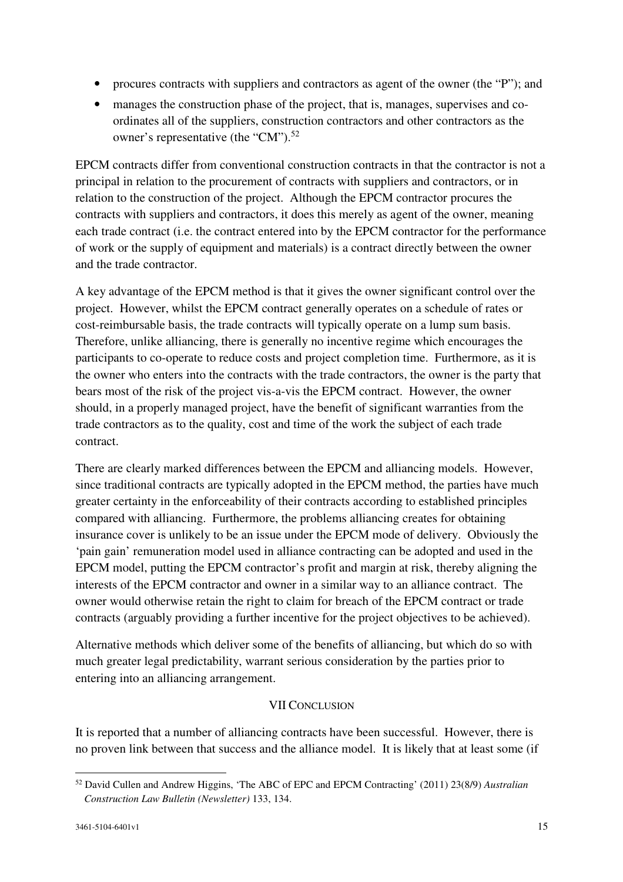- procures contracts with suppliers and contractors as agent of the owner (the "P"); and
- manages the construction phase of the project, that is, manages, supervises and co-ordinates all of the suppliers, construction contractors and other contractors as the owner's representative (the "CM").[52]

EPCM contracts differ from conventional construction contracts in that the contractor is not a principal in relation to the procurement of contracts with suppliers and contractors, or in relation to the construction of the project. Although the EPCM contractor procures the contracts with suppliers and contractors, it does this merely as agent of the owner, meaning each trade contract (i.e. the contract entered into by the EPCM contractor for the performance of work or the supply of equipment and materials) is a contract directly between the owner and the trade contractor.

A key advantage of the EPCM method is that it gives the owner significant control over the project. However, whilst the EPCM contract generally operates on a schedule of rates or cost-reimbursable basis, the trade contracts will typically operate on a lump sum basis. Therefore, unlike alliancing, there is generally no incentive regime which encourages the participants to co-operate to reduce costs and project completion time. Furthermore, as it is the owner who enters into the contracts with the trade contractors, the owner is the party that bears most of the risk of the project vis-a-vis the EPCM contract. However, the owner should, in a properly managed project, have the benefit of significant warranties from the trade contractors as to the quality, cost and time of the work the subject of each trade contract.

There are clearly marked differences between the EPCM and alliancing models. However, since traditional contracts are typically adopted in the EPCM method, the parties have much greater certainty in the enforceability of their contracts according to established principles compared with alliancing. Furthermore, the problems alliancing creates for obtaining insurance cover is unlikely to be an issue under the EPCM mode of delivery. Obviously the 'pain gain' remuneration model used in alliance contracting can be adopted and used in the EPCM model, putting the EPCM contractor's profit and margin at risk, thereby aligning the interests of the EPCM contractor and owner in a similar way to an alliance contract. The owner would otherwise retain the right to claim for breach of the EPCM contract or trade contracts (arguably providing a further incentive for the project objectives to be achieved).

Alternative methods which deliver some of the benefits of alliancing, but which do so with much greater legal predictability, warrant serious consideration by the parties prior to entering into an alliancing arrangement.

## VII CONCLUSION

It is reported that a number of alliancing contracts have been successful. However, there is no proven link between that success and the alliance model. It is likely that at least some (if

---

[52] David Cullen and Andrew Higgins, 'The ABC of EPC and EPCM Contracting' (2011) 23(8/9) *Australian Construction Law Bulletin (Newsletter)* 133, 134.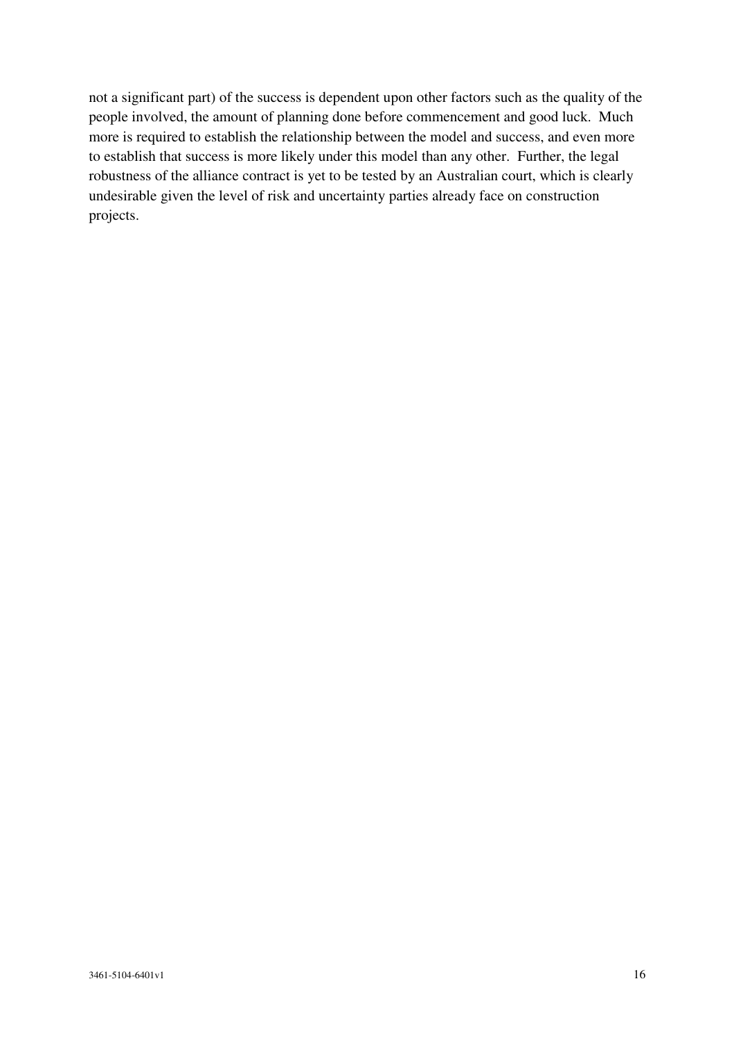not a significant part) of the success is dependent upon other factors such as the quality of the people involved, the amount of planning done before commencement and good luck. Much more is required to establish the relationship between the model and success, and even more to establish that success is more likely under this model than any other. Further, the legal robustness of the alliance contract is yet to be tested by an Australian court, which is clearly undesirable given the level of risk and uncertainty parties already face on construction projects.